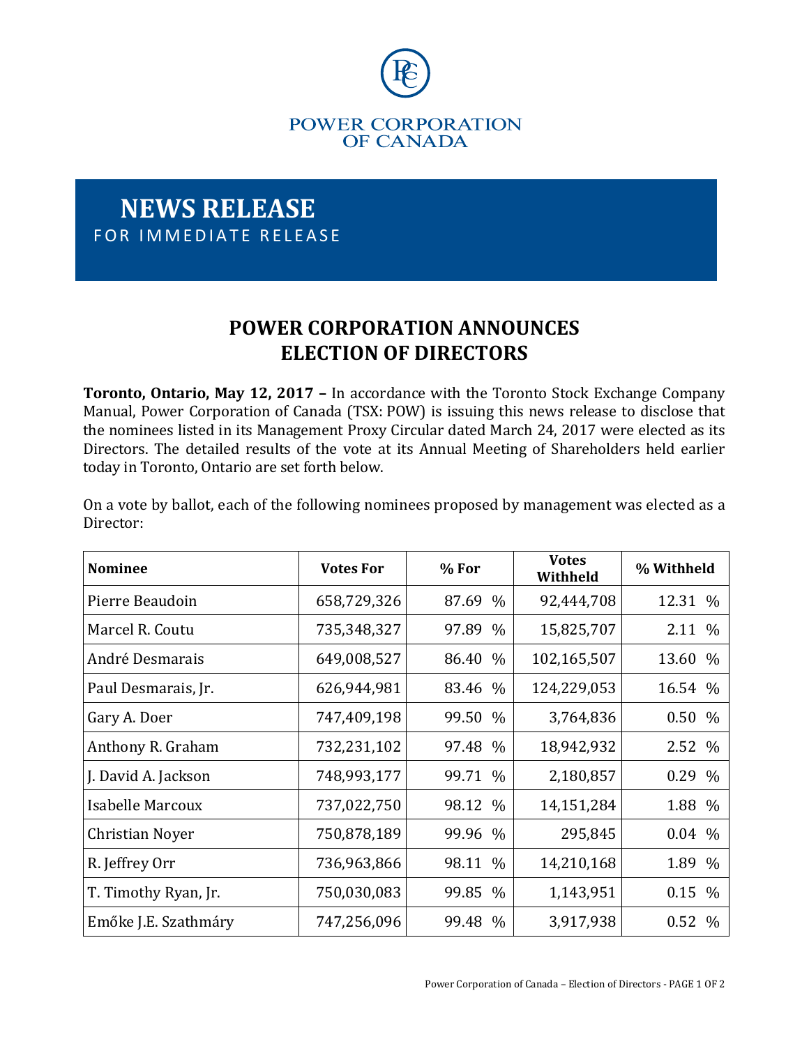POWER CORPORATION
OF CANADA

# NEWS RELEASE

FOR IMMEDIATE RELEASE

## POWER CORPORATION ANNOUNCES ELECTION OF DIRECTORS

**Toronto, Ontario, May 12, 2017 –** In accordance with the Toronto Stock Exchange Company Manual, Power Corporation of Canada (TSX: POW) is issuing this news release to disclose that the nominees listed in its Management Proxy Circular dated March 24, 2017 were elected as its Directors. The detailed results of the vote at its Annual Meeting of Shareholders held earlier today in Toronto, Ontario are set forth below.

On a vote by ballot, each of the following nominees proposed by management was elected as a Director:

| Nominee | Votes For | % For | Votes Withheld | % Withheld |
|---|---|---|---|---|
| Pierre Beaudoin | 658,729,326 | 87.69 % | 92,444,708 | 12.31 % |
| Marcel R. Coutu | 735,348,327 | 97.89 % | 15,825,707 | 2.11 % |
| André Desmarais | 649,008,527 | 86.40 % | 102,165,507 | 13.60 % |
| Paul Desmarais, Jr. | 626,944,981 | 83.46 % | 124,229,053 | 16.54 % |
| Gary A. Doer | 747,409,198 | 99.50 % | 3,764,836 | 0.50 % |
| Anthony R. Graham | 732,231,102 | 97.48 % | 18,942,932 | 2.52 % |
| J. David A. Jackson | 748,993,177 | 99.71 % | 2,180,857 | 0.29 % |
| Isabelle Marcoux | 737,022,750 | 98.12 % | 14,151,284 | 1.88 % |
| Christian Noyer | 750,878,189 | 99.96 % | 295,845 | 0.04 % |
| R. Jeffrey Orr | 736,963,866 | 98.11 % | 14,210,168 | 1.89 % |
| T. Timothy Ryan, Jr. | 750,030,083 | 99.85 % | 1,143,951 | 0.15 % |
| Emőke J.E. Szathmáry | 747,256,096 | 99.48 % | 3,917,938 | 0.52 % |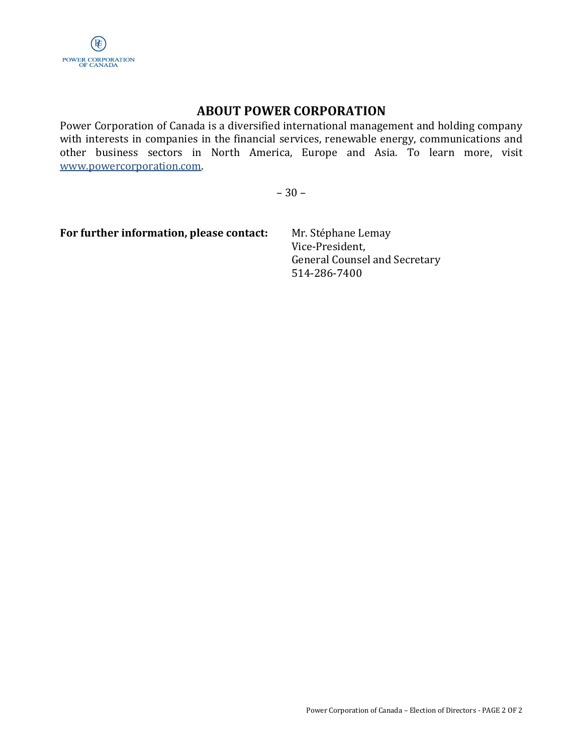## ABOUT POWER CORPORATION

Power Corporation of Canada is a diversified international management and holding company with interests in companies in the financial services, renewable energy, communications and other business sectors in North America, Europe and Asia. To learn more, visit www.powercorporation.com.

– 30 –

**For further information, please contact:**

Mr. Stéphane Lemay
Vice-President,
General Counsel and Secretary
514-286-7400